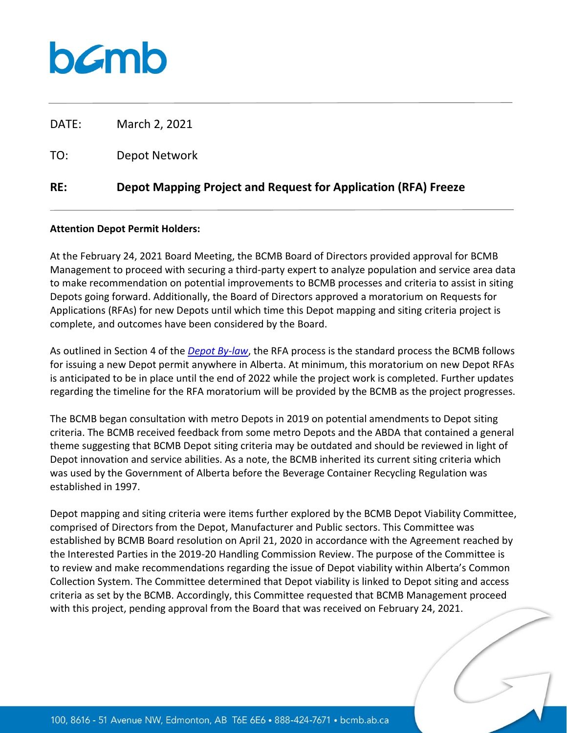DATE: March 2, 2021

TO: Depot Network

**RE: Depot Mapping Project and Request for Application (RFA) Freeze**

**Attention Depot Permit Holders:**

At the February 24, 2021 Board Meeting, the BCMB Board of Directors provided approval for BCMB Management to proceed with securing a third-party expert to analyze population and service area data to make recommendation on potential improvements to BCMB processes and criteria to assist in siting Depots going forward. Additionally, the Board of Directors approved a moratorium on Requests for Applications (RFAs) for new Depots until which time this Depot mapping and siting criteria project is complete, and outcomes have been considered by the Board.

As outlined in Section 4 of the *Depot By-law*, the RFA process is the standard process the BCMB follows for issuing a new Depot permit anywhere in Alberta. At minimum, this moratorium on new Depot RFAs is anticipated to be in place until the end of 2022 while the project work is completed. Further updates regarding the timeline for the RFA moratorium will be provided by the BCMB as the project progresses.

The BCMB began consultation with metro Depots in 2019 on potential amendments to Depot siting criteria. The BCMB received feedback from some metro Depots and the ABDA that contained a general theme suggesting that BCMB Depot siting criteria may be outdated and should be reviewed in light of Depot innovation and service abilities. As a note, the BCMB inherited its current siting criteria which was used by the Government of Alberta before the Beverage Container Recycling Regulation was established in 1997.

Depot mapping and siting criteria were items further explored by the BCMB Depot Viability Committee, comprised of Directors from the Depot, Manufacturer and Public sectors. This Committee was established by BCMB Board resolution on April 21, 2020 in accordance with the Agreement reached by the Interested Parties in the 2019-20 Handling Commission Review. The purpose of the Committee is to review and make recommendations regarding the issue of Depot viability within Alberta's Common Collection System. The Committee determined that Depot viability is linked to Depot siting and access criteria as set by the BCMB. Accordingly, this Committee requested that BCMB Management proceed with this project, pending approval from the Board that was received on February 24, 2021.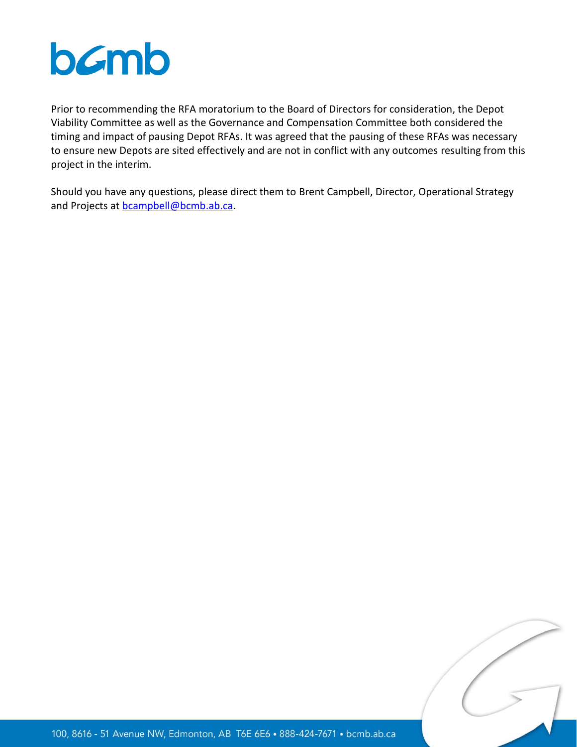Prior to recommending the RFA moratorium to the Board of Directors for consideration, the Depot Viability Committee as well as the Governance and Compensation Committee both considered the timing and impact of pausing Depot RFAs. It was agreed that the pausing of these RFAs was necessary to ensure new Depots are sited effectively and are not in conflict with any outcomes resulting from this project in the interim.

Should you have any questions, please direct them to Brent Campbell, Director, Operational Strategy and Projects at bcampbell@bcmb.ab.ca.